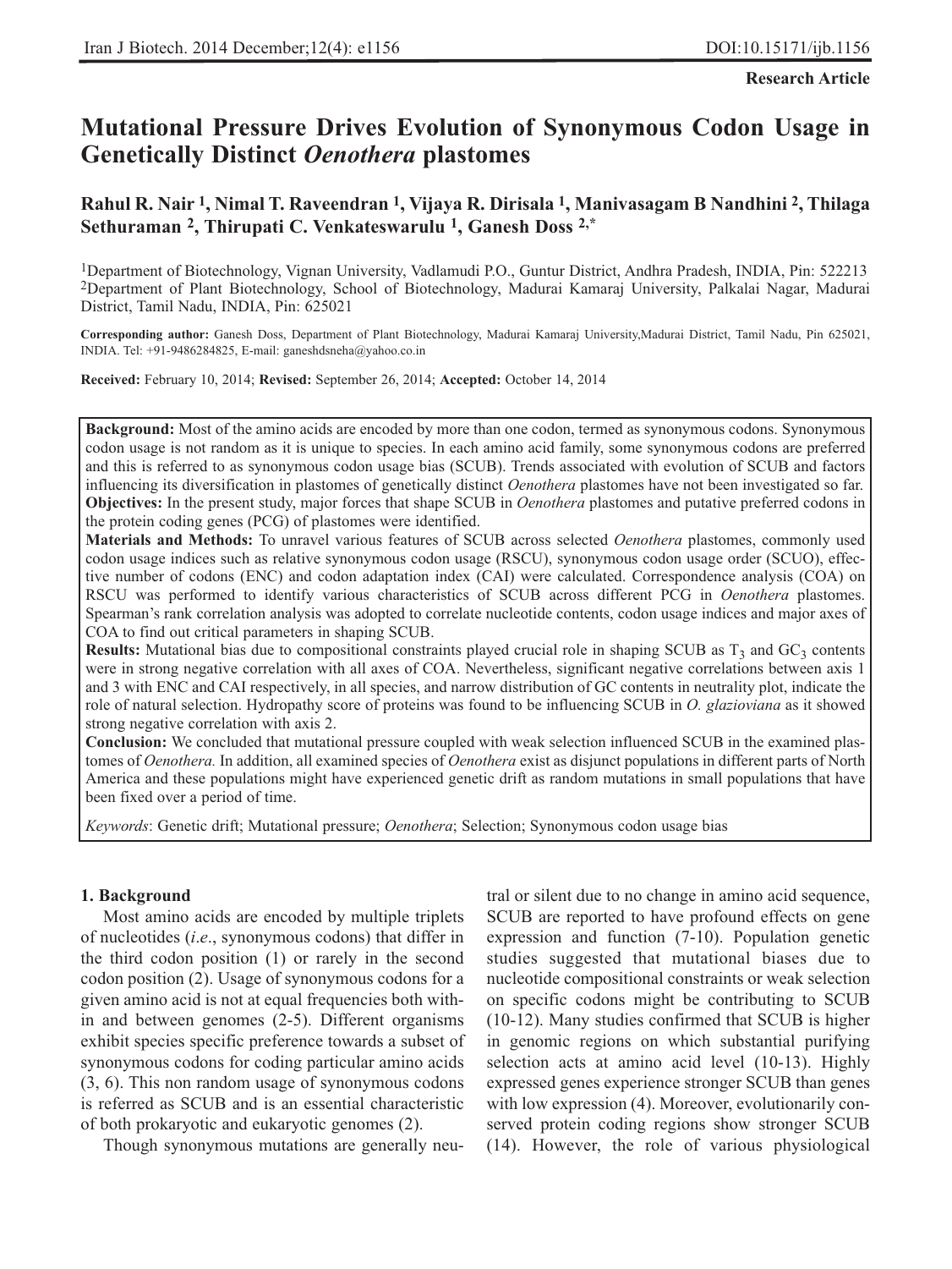**Research Article**

# Mutational Pressure Drives Evolution of Synonymous Codon Usage in Genetically Distinct *Oenothera* plastomes

**Rahul R. Nair [1], Nimal T. Raveendran [1], Vijaya R. Dirisala [1], Manivasagam B Nandhini [2], Thilaga Sethuraman [2], Thirupati C. Venkateswarulu [1], Ganesh Doss [2,*]**

[1]Department of Biotechnology, Vignan University, Vadlamudi P.O., Guntur District, Andhra Pradesh, INDIA, Pin: 522213
[2]Department of Plant Biotechnology, School of Biotechnology, Madurai Kamaraj University, Palkalai Nagar, Madurai District, Tamil Nadu, INDIA, Pin: 625021

**Corresponding author:** Ganesh Doss, Department of Plant Biotechnology, Madurai Kamaraj University,Madurai District, Tamil Nadu, Pin 625021, INDIA. Tel: +91-9486284825, E-mail: ganeshdsneha@yahoo.co.in

**Received:** February 10, 2014; **Revised:** September 26, 2014; **Accepted:** October 14, 2014

**Background:** Most of the amino acids are encoded by more than one codon, termed as synonymous codons. Synonymous codon usage is not random as it is unique to species. In each amino acid family, some synonymous codons are preferred and this is referred to as synonymous codon usage bias (SCUB). Trends associated with evolution of SCUB and factors influencing its diversification in plastomes of genetically distinct *Oenothera* plastomes have not been investigated so far.
**Objectives:** In the present study, major forces that shape SCUB in *Oenothera* plastomes and putative preferred codons in the protein coding genes (PCG) of plastomes were identified.
**Materials and Methods:** To unravel various features of SCUB across selected *Oenothera* plastomes, commonly used codon usage indices such as relative synonymous codon usage (RSCU), synonymous codon usage order (SCUO), effective number of codons (ENC) and codon adaptation index (CAI) were calculated. Correspondence analysis (COA) on RSCU was performed to identify various characteristics of SCUB across different PCG in *Oenothera* plastomes. Spearman's rank correlation analysis was adopted to correlate nucleotide contents, codon usage indices and major axes of COA to find out critical parameters in shaping SCUB.
**Results:** Mutational bias due to compositional constraints played crucial role in shaping SCUB as $T_3$ and $GC_3$ contents were in strong negative correlation with all axes of COA. Nevertheless, significant negative correlations between axis 1 and 3 with ENC and CAI respectively, in all species, and narrow distribution of GC contents in neutrality plot, indicate the role of natural selection. Hydropathy score of proteins was found to be influencing SCUB in *O. glazioviana* as it showed strong negative correlation with axis 2.
**Conclusion:** We concluded that mutational pressure coupled with weak selection influenced SCUB in the examined plastomes of *Oenothera.* In addition, all examined species of *Oenothera* exist as disjunct populations in different parts of North America and these populations might have experienced genetic drift as random mutations in small populations that have been fixed over a period of time.

*Keywords*: Genetic drift; Mutational pressure; *Oenothera*; Selection; Synonymous codon usage bias

## 1. Background

Most amino acids are encoded by multiple triplets of nucleotides (*i.e*., synonymous codons) that differ in the third codon position (1) or rarely in the second codon position (2). Usage of synonymous codons for a given amino acid is not at equal frequencies both within and between genomes (2-5). Different organisms exhibit species specific preference towards a subset of synonymous codons for coding particular amino acids (3, 6). This non random usage of synonymous codons is referred as SCUB and is an essential characteristic of both prokaryotic and eukaryotic genomes (2).

Though synonymous mutations are generally neutral or silent due to no change in amino acid sequence, SCUB are reported to have profound effects on gene expression and function (7-10). Population genetic studies suggested that mutational biases due to nucleotide compositional constraints or weak selection on specific codons might be contributing to SCUB (10-12). Many studies confirmed that SCUB is higher in genomic regions on which substantial purifying selection acts at amino acid level (10-13). Highly expressed genes experience stronger SCUB than genes with low expression (4). Moreover, evolutionarily conserved protein coding regions show stronger SCUB (14). However, the role of various physiological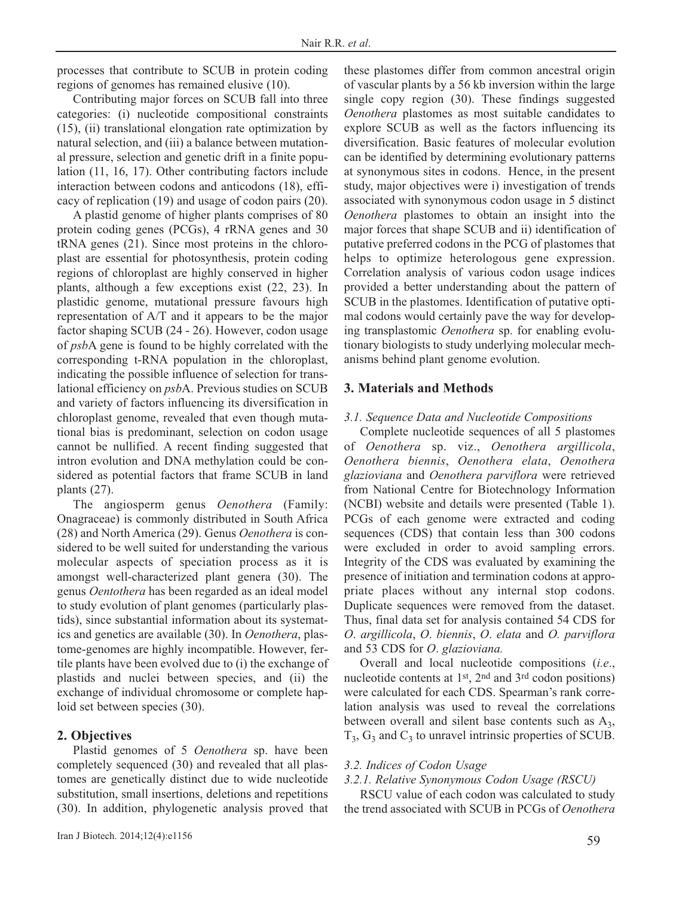processes that contribute to SCUB in protein coding regions of genomes has remained elusive (10).

Contributing major forces on SCUB fall into three categories: (i) nucleotide compositional constraints (15), (ii) translational elongation rate optimization by natural selection, and (iii) a balance between mutational pressure, selection and genetic drift in a finite population (11, 16, 17). Other contributing factors include interaction between codons and anticodons (18), efficacy of replication (19) and usage of codon pairs (20).

A plastid genome of higher plants comprises of 80 protein coding genes (PCGs), 4 rRNA genes and 30 tRNA genes (21). Since most proteins in the chloroplast are essential for photosynthesis, protein coding regions of chloroplast are highly conserved in higher plants, although a few exceptions exist (22, 23). In plastidic genome, mutational pressure favours high representation of A/T and it appears to be the major factor shaping SCUB (24 - 26). However, codon usage of *psb*A gene is found to be highly correlated with the corresponding t-RNA population in the chloroplast, indicating the possible influence of selection for translational efficiency on *psb*A. Previous studies on SCUB and variety of factors influencing its diversification in chloroplast genome, revealed that even though mutational bias is predominant, selection on codon usage cannot be nullified. A recent finding suggested that intron evolution and DNA methylation could be considered as potential factors that frame SCUB in land plants (27).

The angiosperm genus *Oenothera* (Family: Onagraceae) is commonly distributed in South Africa (28) and North America (29). Genus *Oenothera* is considered to be well suited for understanding the various molecular aspects of speciation process as it is amongst well-characterized plant genera (30). The genus *Oentothera* has been regarded as an ideal model to study evolution of plant genomes (particularly plastids), since substantial information about its systematics and genetics are available (30). In *Oenothera*, plastome-genomes are highly incompatible. However, fertile plants have been evolved due to (i) the exchange of plastids and nuclei between species, and (ii) the exchange of individual chromosome or complete haploid set between species (30).

## 2. Objectives

Plastid genomes of 5 *Oenothera* sp. have been completely sequenced (30) and revealed that all plastomes are genetically distinct due to wide nucleotide substitution, small insertions, deletions and repetitions (30). In addition, phylogenetic analysis proved that these plastomes differ from common ancestral origin of vascular plants by a 56 kb inversion within the large single copy region (30). These findings suggested *Oenothera* plastomes as most suitable candidates to explore SCUB as well as the factors influencing its diversification. Basic features of molecular evolution can be identified by determining evolutionary patterns at synonymous sites in codons. Hence, in the present study, major objectives were i) investigation of trends associated with synonymous codon usage in 5 distinct *Oenothera* plastomes to obtain an insight into the major forces that shape SCUB and ii) identification of putative preferred codons in the PCG of plastomes that helps to optimize heterologous gene expression. Correlation analysis of various codon usage indices provided a better understanding about the pattern of SCUB in the plastomes. Identification of putative optimal codons would certainly pave the way for developing transplastomic *Oenothera* sp. for enabling evolutionary biologists to study underlying molecular mechanisms behind plant genome evolution.

## 3. Materials and Methods

### 3.1. Sequence Data and Nucleotide Compositions

Complete nucleotide sequences of all 5 plastomes of *Oenothera* sp. viz., *Oenothera argillicola*, *Oenothera biennis*, *Oenothera elata*, *Oenothera glazioviana* and *Oenothera parviflora* were retrieved from National Centre for Biotechnology Information (NCBI) website and details were presented (Table 1). PCGs of each genome were extracted and coding sequences (CDS) that contain less than 300 codons were excluded in order to avoid sampling errors. Integrity of the CDS was evaluated by examining the presence of initiation and termination codons at appropriate places without any internal stop codons. Duplicate sequences were removed from the dataset. Thus, final data set for analysis contained 54 CDS for *O. argillicola*, *O. biennis*, *O. elata* and *O. parviflora* and 53 CDS for *O. glazioviana.*

Overall and local nucleotide compositions (*i.e*., nucleotide contents at 1st, 2nd and 3rd codon positions) were calculated for each CDS. Spearman's rank correlation analysis was used to reveal the correlations between overall and silent base contents such as $A_3$, $T_3$, $G_3$ and $C_3$ to unravel intrinsic properties of SCUB.

### 3.2. Indices of Codon Usage

#### 3.2.1. Relative Synonymous Codon Usage (RSCU)

RSCU value of each codon was calculated to study the trend associated with SCUB in PCGs of *Oenothera*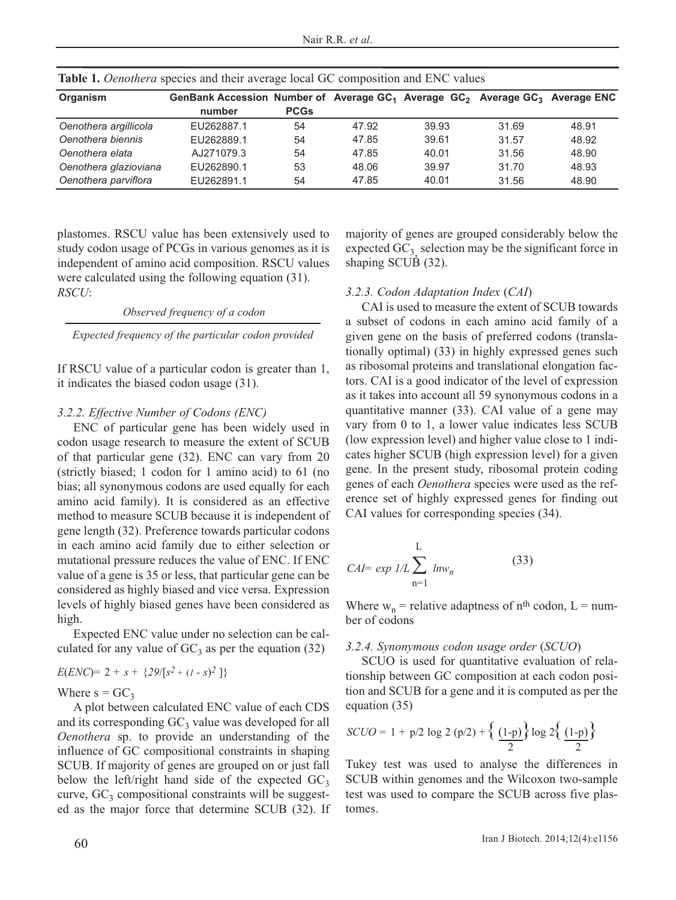**Table 1.** *Oenothera* species and their average local GC composition and ENC values

| Organism | GenBank Accession number | Number of PCGs | Average $GC_1$ | Average $GC_2$ | Average $GC_3$ | Average ENC |
|---|---|---|---|---|---|---|
| *Oenothera argillicola* | EU262887.1 | 54 | 47.92 | 39.93 | 31.69 | 48.91 |
| *Oenothera biennis* | EU262889.1 | 54 | 47.85 | 39.61 | 31.57 | 48.92 |
| *Oenothera elata* | AJ271079.3 | 54 | 47.85 | 40.01 | 31.56 | 48.90 |
| *Oenothera glazioviana* | EU262890.1 | 53 | 48.06 | 39.97 | 31.70 | 48.93 |
| *Oenothera parviflora* | EU262891.1 | 54 | 47.85 | 40.01 | 31.56 | 48.90 |

plastomes. RSCU value has been extensively used to study codon usage of PCGs in various genomes as it is independent of amino acid composition. RSCU values were calculated using the following equation (31).

*RSCU*:

$$\frac{\textit{Observed frequency of a codon}}{\textit{Expected frequency of the particular codon provided}}$$

If RSCU value of a particular codon is greater than 1, it indicates the biased codon usage (31).

*3.2.2. Effective Number of Codons (ENC)*

ENC of particular gene has been widely used in codon usage research to measure the extent of SCUB of that particular gene (32). ENC can vary from 20 (strictly biased; 1 codon for 1 amino acid) to 61 (no bias; all synonymous codons are used equally for each amino acid family). It is considered as an effective method to measure SCUB because it is independent of gene length (32). Preference towards particular codons in each amino acid family due to either selection or mutational pressure reduces the value of ENC. If ENC value of a gene is 35 or less, that particular gene can be considered as highly biased and vice versa. Expression levels of highly biased genes have been considered as high.

Expected ENC value under no selection can be calculated for any value of $GC_3$ as per the equation (32)

$$E(ENC) = 2 + s + \{29/[s^2 + (1 - s)^2]\}$$

Where $s = GC_3$

A plot between calculated ENC value of each CDS and its corresponding $GC_3$ value was developed for all *Oenothera* sp. to provide an understanding of the influence of GC compositional constraints in shaping SCUB. If majority of genes are grouped on or just fall below the left/right hand side of the expected $GC_3$ curve, $GC_3$ compositional constraints will be suggested as the major force that determine SCUB (32). If majority of genes are grouped considerably below the expected $GC_3$ selection may be the significant force in shaping SCUB (32).

*3.2.3. Codon Adaptation Index (CAI)*

CAI is used to measure the extent of SCUB towards a subset of codons in each amino acid family of a given gene on the basis of preferred codons (translationally optimal) (33) in highly expressed genes such as ribosomal proteins and translational elongation factors. CAI is a good indicator of the level of expression as it takes into account all 59 synonymous codons in a quantitative manner (33). CAI value of a gene may vary from 0 to 1, a lower value indicates less SCUB (low expression level) and higher value close to 1 indicates higher SCUB (high expression level) for a given gene. In the present study, ribosomal protein coding genes of each *Oenothera* species were used as the reference set of highly expressed genes for finding out CAI values for corresponding species (34).

$$CAI = \exp 1/L \sum_{n=1}^{L} \ln w_n \qquad (33)$$

Where $w_n$ = relative adaptness of $n^{th}$ codon, L = number of codons

*3.2.4. Synonymous codon usage order (SCUO)*

SCUO is used for quantitative evaluation of relationship between GC composition at each codon position and SCUB for a gene and it is computed as per the equation (35)

$$SCUO = 1 + p/2 \log 2\,(p/2) + \left\{\frac{(1-p)}{2}\right\} \log 2 \left\{\frac{(1-p)}{2}\right\}$$

Tukey test was used to analyse the differences in SCUB within genomes and the Wilcoxon two-sample test was used to compare the SCUB across five plastomes.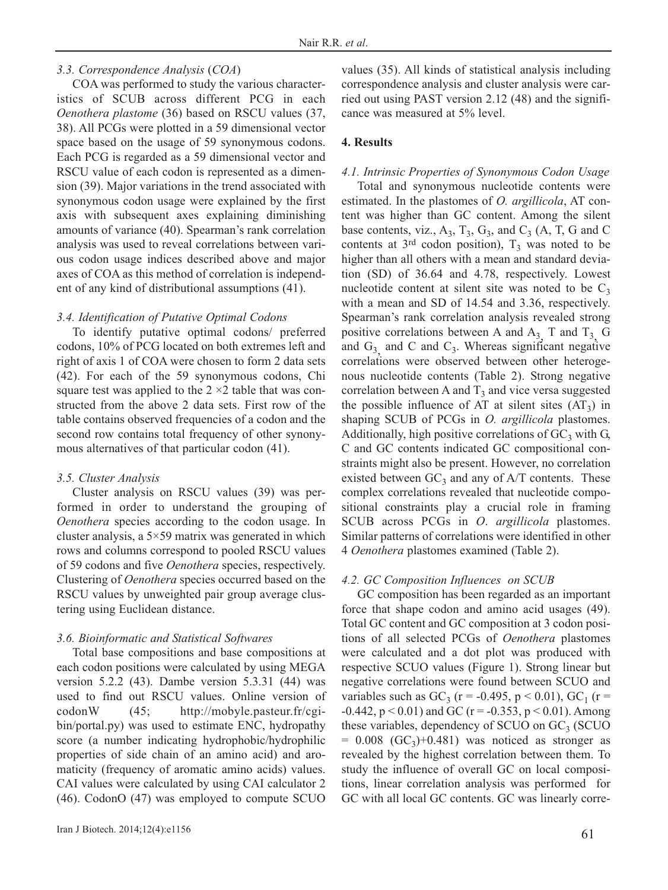### 3.3. Correspondence Analysis (*COA*)

COA was performed to study the various characteristics of SCUB across different PCG in each *Oenothera plastome* (36) based on RSCU values (37, 38). All PCGs were plotted in a 59 dimensional vector space based on the usage of 59 synonymous codons. Each PCG is regarded as a 59 dimensional vector and RSCU value of each codon is represented as a dimension (39). Major variations in the trend associated with synonymous codon usage were explained by the first axis with subsequent axes explaining diminishing amounts of variance (40). Spearman's rank correlation analysis was used to reveal correlations between various codon usage indices described above and major axes of COA as this method of correlation is independent of any kind of distributional assumptions (41).

### 3.4. Identification of Putative Optimal Codons

To identify putative optimal codons/ preferred codons, 10% of PCG located on both extremes left and right of axis 1 of COA were chosen to form 2 data sets (42). For each of the 59 synonymous codons, Chi square test was applied to the $2 \times 2$ table that was constructed from the above 2 data sets. First row of the table contains observed frequencies of a codon and the second row contains total frequency of other synonymous alternatives of that particular codon (41).

### 3.5. Cluster Analysis

Cluster analysis on RSCU values (39) was performed in order to understand the grouping of *Oenothera* species according to the codon usage. In cluster analysis, a 5×59 matrix was generated in which rows and columns correspond to pooled RSCU values of 59 codons and five *Oenothera* species, respectively. Clustering of *Oenothera* species occurred based on the RSCU values by unweighted pair group average clustering using Euclidean distance.

### 3.6. Bioinformatic and Statistical Softwares

Total base compositions and base compositions at each codon positions were calculated by using MEGA version 5.2.2 (43). Dambe version 5.3.31 (44) was used to find out RSCU values. Online version of codonW (45; http://mobyle.pasteur.fr/cgi-bin/portal.py) was used to estimate ENC, hydropathy score (a number indicating hydrophobic/hydrophilic properties of side chain of an amino acid) and aromaticity (frequency of aromatic amino acids) values. CAI values were calculated by using CAI calculator 2 (46). CodonO (47) was employed to compute SCUO values (35). All kinds of statistical analysis including correspondence analysis and cluster analysis were carried out using PAST version 2.12 (48) and the significance was measured at 5% level.

## 4. Results

### 4.1. Intrinsic Properties of Synonymous Codon Usage

Total and synonymous nucleotide contents were estimated. In the plastomes of *O. argillicola*, AT content was higher than GC content. Among the silent base contents, viz., $A_3$, $T_3$, $G_3$, and $C_3$ (A, T, G and C contents at 3[rd] codon position), $T_3$ was noted to be higher than all others with a mean and standard deviation (SD) of 36.64 and 4.78, respectively. Lowest nucleotide content at silent site was noted to be $C_3$ with a mean and SD of 14.54 and 3.36, respectively. Spearman's rank correlation analysis revealed strong positive correlations between A and $A_3$, T and $T_3$, G and $G_3$, and C and $C_3$. Whereas significant negative correlations were observed between other heterogenous nucleotide contents (Table 2). Strong negative correlation between A and $T_3$ and vice versa suggested the possible influence of AT at silent sites ($AT_3$) in shaping SCUB of PCGs in *O. argillicola* plastomes. Additionally, high positive correlations of $GC_3$ with G, C and GC contents indicated GC compositional constraints might also be present. However, no correlation existed between $GC_3$ and any of A/T contents. These complex correlations revealed that nucleotide compositional constraints play a crucial role in framing SCUB across PCGs in *O. argillicola* plastomes. Similar patterns of correlations were identified in other 4 *Oenothera* plastomes examined (Table 2).

### 4.2. GC Composition Influences on SCUB

GC composition has been regarded as an important force that shape codon and amino acid usages (49). Total GC content and GC composition at 3 codon positions of all selected PCGs of *Oenothera* plastomes were calculated and a dot plot was produced with respective SCUO values (Figure 1). Strong linear but negative correlations were found between SCUO and variables such as $GC_3$ ($r = -0.495$, $p < 0.01$), $GC_1$ ($r = -0.442$, $p < 0.01$) and GC ($r = -0.353$, $p < 0.01$). Among these variables, dependency of SCUO on $GC_3$ ($SCUO = 0.008\ (GC_3) + 0.481$) was noticed as stronger as revealed by the highest correlation between them. To study the influence of overall GC on local compositions, linear correlation analysis was performed for GC with all local GC contents. GC was linearly corre-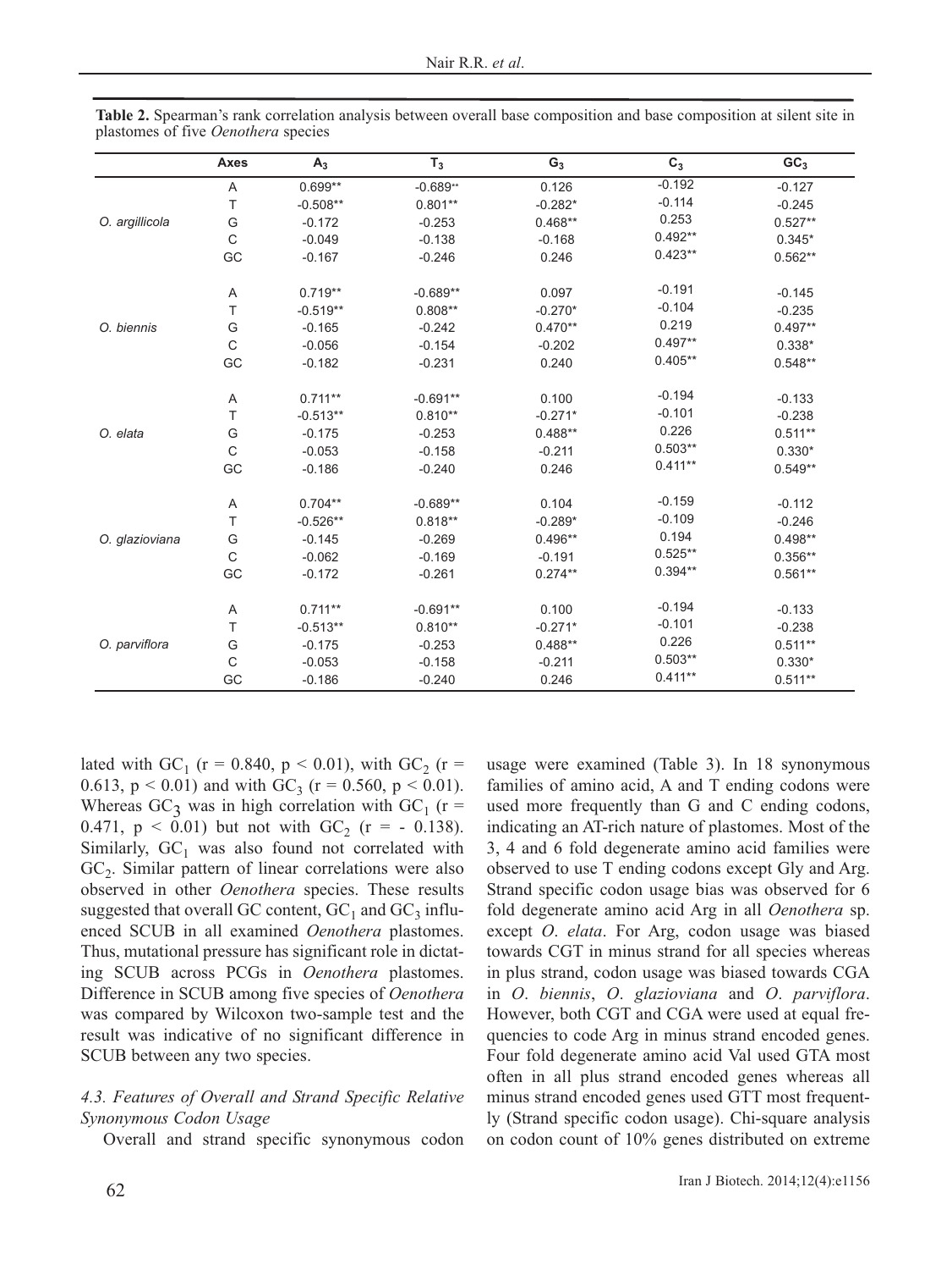**Table 2.** Spearman's rank correlation analysis between overall base composition and base composition at silent site in plastomes of five *Oenothera* species

| | Axes | $A_3$ | $T_3$ | $G_3$ | $C_3$ | $GC_3$ |
|---|---|---|---|---|---|---|
| *O. argillicola* | A | 0.699** | -0.689** | 0.126 | -0.192 | -0.127 |
| | T | -0.508** | 0.801** | -0.282* | -0.114 | -0.245 |
| | G | -0.172 | -0.253 | 0.468** | 0.253 | 0.527** |
| | C | -0.049 | -0.138 | -0.168 | 0.492** | 0.345* |
| | GC | -0.167 | -0.246 | 0.246 | 0.423** | 0.562** |
| *O. biennis* | A | 0.719** | -0.689** | 0.097 | -0.191 | -0.145 |
| | T | -0.519** | 0.808** | -0.270* | -0.104 | -0.235 |
| | G | -0.165 | -0.242 | 0.470** | 0.219 | 0.497** |
| | C | -0.056 | -0.154 | -0.202 | 0.497** | 0.338* |
| | GC | -0.182 | -0.231 | 0.240 | 0.405** | 0.548** |
| *O. elata* | A | 0.711** | -0.691** | 0.100 | -0.194 | -0.133 |
| | T | -0.513** | 0.810** | -0.271* | -0.101 | -0.238 |
| | G | -0.175 | -0.253 | 0.488** | 0.226 | 0.511** |
| | C | -0.053 | -0.158 | -0.211 | 0.503** | 0.330* |
| | GC | -0.186 | -0.240 | 0.246 | 0.411** | 0.549** |
| *O. glazioviana* | A | 0.704** | -0.689** | 0.104 | -0.159 | -0.112 |
| | T | -0.526** | 0.818** | -0.289* | -0.109 | -0.246 |
| | G | -0.145 | -0.269 | 0.496** | 0.194 | 0.498** |
| | C | -0.062 | -0.169 | -0.191 | 0.525** | 0.356** |
| | GC | -0.172 | -0.261 | 0.274** | 0.394** | 0.561** |
| *O. parviflora* | A | 0.711** | -0.691** | 0.100 | -0.194 | -0.133 |
| | T | -0.513** | 0.810** | -0.271* | -0.101 | -0.238 |
| | G | -0.175 | -0.253 | 0.488** | 0.226 | 0.511** |
| | C | -0.053 | -0.158 | -0.211 | 0.503** | 0.330* |
| | GC | -0.186 | -0.240 | 0.246 | 0.411** | 0.511** |

lated with $GC_1$ ($r = 0.840$, $p < 0.01$), with $GC_2$ ($r = 0.613$, $p < 0.01$) and with $GC_3$ ($r = 0.560$, $p < 0.01$). Whereas $GC_3$ was in high correlation with $GC_1$ ($r = 0.471$, $p < 0.01$) but not with $GC_2$ ($r = -0.138$). Similarly, $GC_1$ was also found not correlated with $GC_2$. Similar pattern of linear correlations were also observed in other *Oenothera* species. These results suggested that overall GC content, $GC_1$ and $GC_3$ influenced SCUB in all examined *Oenothera* plastomes. Thus, mutational pressure has significant role in dictating SCUB across PCGs in *Oenothera* plastomes. Difference in SCUB among five species of *Oenothera* was compared by Wilcoxon two-sample test and the result was indicative of no significant difference in SCUB between any two species.

### *4.3. Features of Overall and Strand Specific Relative Synonymous Codon Usage*

Overall and strand specific synonymous codon usage were examined (Table 3). In 18 synonymous families of amino acid, A and T ending codons were used more frequently than G and C ending codons, indicating an AT-rich nature of plastomes. Most of the 3, 4 and 6 fold degenerate amino acid families were observed to use T ending codons except Gly and Arg. Strand specific codon usage bias was observed for 6 fold degenerate amino acid Arg in all *Oenothera* sp. except *O. elata*. For Arg, codon usage was biased towards CGT in minus strand for all species whereas in plus strand, codon usage was biased towards CGA in *O. biennis*, *O. glazioviana* and *O. parviflora*. However, both CGT and CGA were used at equal frequencies to code Arg in minus strand encoded genes. Four fold degenerate amino acid Val used GTA most often in all plus strand encoded genes whereas all minus strand encoded genes used GTT most frequently (Strand specific codon usage). Chi-square analysis on codon count of 10% genes distributed on extreme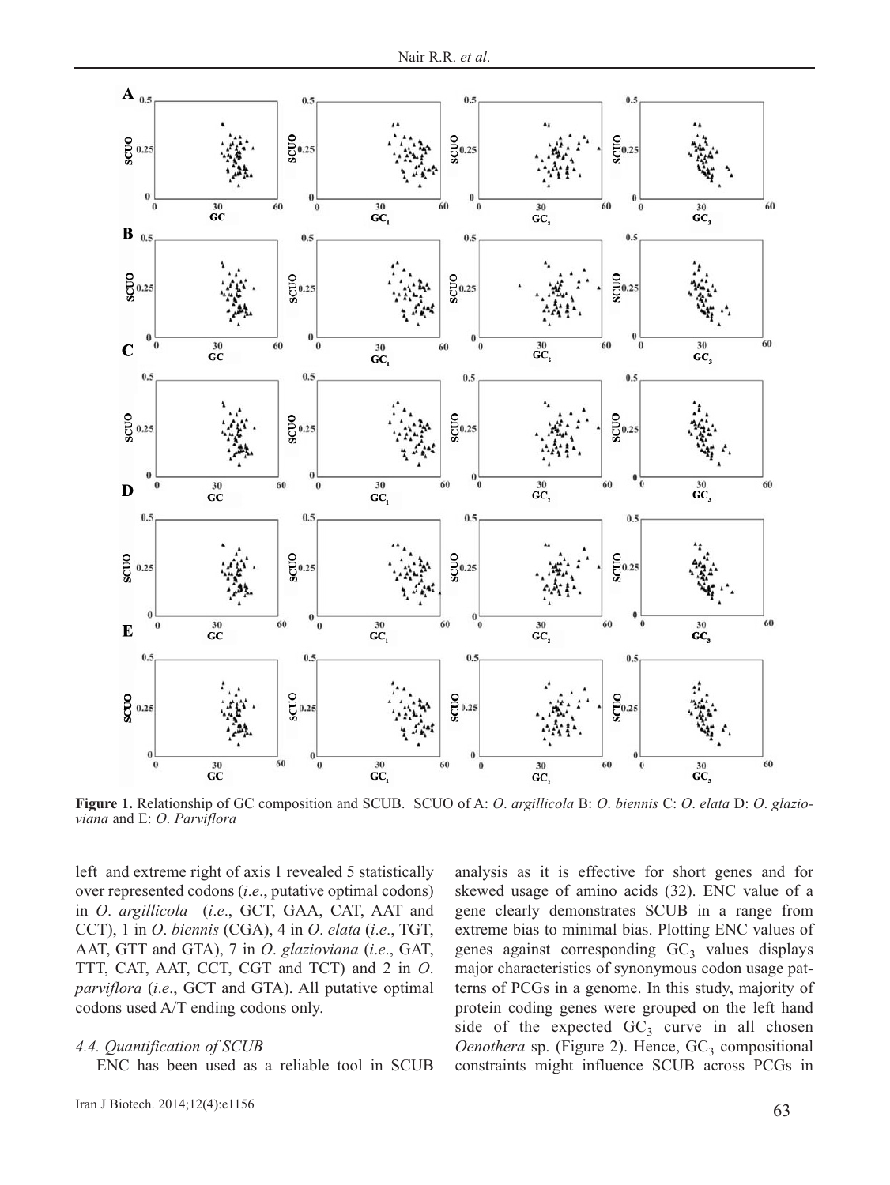**Figure 1.** Relationship of GC composition and SCUB. SCUO of A: *O. argillicola* B: *O. biennis* C: *O. elata* D: *O. glazioviana* and E: *O. Parviflora*

left and extreme right of axis 1 revealed 5 statistically over represented codons (*i.e*., putative optimal codons) in *O. argillicola* (*i.e*., GCT, GAA, CAT, AAT and CCT), 1 in *O. biennis* (CGA), 4 in *O. elata* (*i.e*., TGT, AAT, GTT and GTA), 7 in *O. glazioviana* (*i.e*., GAT, TTT, CAT, AAT, CCT, CGT and TCT) and 2 in *O. parviflora* (*i.e*., GCT and GTA). All putative optimal codons used A/T ending codons only.

### 4.4. Quantification of SCUB

ENC has been used as a reliable tool in SCUB analysis as it is effective for short genes and for skewed usage of amino acids (32). ENC value of a gene clearly demonstrates SCUB in a range from extreme bias to minimal bias. Plotting ENC values of genes against corresponding $GC_3$ values displays major characteristics of synonymous codon usage patterns of PCGs in a genome. In this study, majority of protein coding genes were grouped on the left hand side of the expected $GC_3$ curve in all chosen *Oenothera* sp. (Figure 2). Hence, $GC_3$ compositional constraints might influence SCUB across PCGs in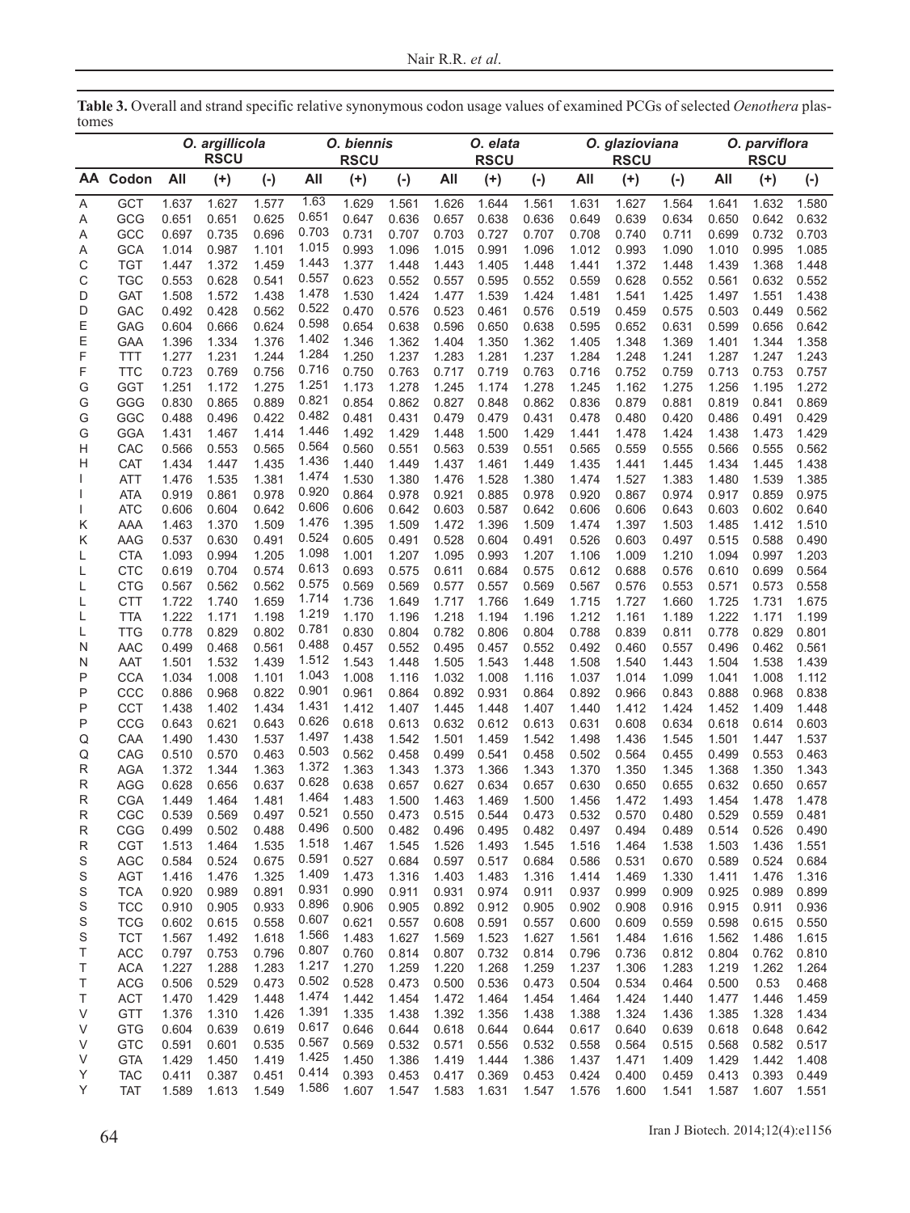**Table 3.** Overall and strand specific relative synonymous codon usage values of examined PCGs of selected *Oenothera* plastomes

| | | *O. argillicola* RSCU | | | *O. biennis* RSCU | | | *O. elata* RSCU | | | *O. glazioviana* RSCU | | | *O. parviflora* RSCU | | |
|---|---|---|---|---|---|---|---|---|---|---|---|---|---|---|---|---|
| AA | Codon | All | (+) | (-) | All | (+) | (-) | All | (+) | (-) | All | (+) | (-) | All | (+) | (-) |
| A | GCT | 1.637 | 1.627 | 1.577 | 1.63 | 1.629 | 1.561 | 1.626 | 1.644 | 1.561 | 1.631 | 1.627 | 1.564 | 1.641 | 1.632 | 1.580 |
| A | GCG | 0.651 | 0.651 | 0.625 | 0.651 | 0.647 | 0.636 | 0.657 | 0.638 | 0.636 | 0.649 | 0.639 | 0.634 | 0.650 | 0.642 | 0.632 |
| A | GCC | 0.697 | 0.735 | 0.696 | 0.703 | 0.731 | 0.707 | 0.703 | 0.727 | 0.707 | 0.708 | 0.740 | 0.711 | 0.699 | 0.732 | 0.703 |
| A | GCA | 1.014 | 0.987 | 1.101 | 1.015 | 0.993 | 1.096 | 1.015 | 0.991 | 1.096 | 1.012 | 0.993 | 1.090 | 1.010 | 0.995 | 1.085 |
| C | TGT | 1.447 | 1.372 | 1.459 | 1.443 | 1.377 | 1.448 | 1.443 | 1.405 | 1.448 | 1.441 | 1.372 | 1.448 | 1.439 | 1.368 | 1.448 |
| C | TGC | 0.553 | 0.628 | 0.541 | 0.557 | 0.623 | 0.552 | 0.557 | 0.595 | 0.552 | 0.559 | 0.628 | 0.552 | 0.561 | 0.632 | 0.552 |
| D | GAT | 1.508 | 1.572 | 1.438 | 1.478 | 1.530 | 1.424 | 1.477 | 1.539 | 1.424 | 1.481 | 1.541 | 1.425 | 1.497 | 1.551 | 1.438 |
| D | GAC | 0.492 | 0.428 | 0.562 | 0.522 | 0.470 | 0.576 | 0.523 | 0.461 | 0.576 | 0.519 | 0.459 | 0.575 | 0.503 | 0.449 | 0.562 |
| E | GAG | 0.604 | 0.666 | 0.624 | 0.598 | 0.654 | 0.638 | 0.596 | 0.650 | 0.638 | 0.595 | 0.652 | 0.631 | 0.599 | 0.656 | 0.642 |
| E | GAA | 1.396 | 1.334 | 1.376 | 1.402 | 1.346 | 1.362 | 1.404 | 1.350 | 1.362 | 1.405 | 1.348 | 1.369 | 1.401 | 1.344 | 1.358 |
| F | TTT | 1.277 | 1.231 | 1.244 | 1.284 | 1.250 | 1.237 | 1.283 | 1.281 | 1.237 | 1.284 | 1.248 | 1.241 | 1.287 | 1.247 | 1.243 |
| F | TTC | 0.723 | 0.769 | 0.756 | 0.716 | 0.750 | 0.763 | 0.717 | 0.719 | 0.763 | 0.716 | 0.752 | 0.759 | 0.713 | 0.753 | 0.757 |
| G | GGT | 1.251 | 1.172 | 1.275 | 1.251 | 1.173 | 1.278 | 1.245 | 1.174 | 1.278 | 1.245 | 1.162 | 1.275 | 1.256 | 1.195 | 1.272 |
| G | GGG | 0.830 | 0.865 | 0.889 | 0.821 | 0.854 | 0.862 | 0.827 | 0.848 | 0.862 | 0.836 | 0.879 | 0.881 | 0.819 | 0.841 | 0.869 |
| G | GGC | 0.488 | 0.496 | 0.422 | 0.482 | 0.481 | 0.431 | 0.479 | 0.479 | 0.431 | 0.478 | 0.480 | 0.420 | 0.486 | 0.491 | 0.429 |
| G | GGA | 1.431 | 1.467 | 1.414 | 1.446 | 1.492 | 1.429 | 1.448 | 1.500 | 1.429 | 1.441 | 1.478 | 1.424 | 1.438 | 1.473 | 1.429 |
| H | CAC | 0.566 | 0.553 | 0.565 | 0.564 | 0.560 | 0.551 | 0.563 | 0.539 | 0.551 | 0.565 | 0.559 | 0.555 | 0.566 | 0.555 | 0.562 |
| H | CAT | 1.434 | 1.447 | 1.435 | 1.436 | 1.440 | 1.449 | 1.437 | 1.461 | 1.449 | 1.435 | 1.441 | 1.445 | 1.434 | 1.445 | 1.438 |
| I | ATT | 1.476 | 1.535 | 1.381 | 1.474 | 1.530 | 1.380 | 1.476 | 1.528 | 1.380 | 1.474 | 1.527 | 1.383 | 1.480 | 1.539 | 1.385 |
| I | ATA | 0.919 | 0.861 | 0.978 | 0.920 | 0.864 | 0.978 | 0.921 | 0.885 | 0.978 | 0.920 | 0.867 | 0.974 | 0.917 | 0.859 | 0.975 |
| I | ATC | 0.606 | 0.604 | 0.642 | 0.606 | 0.606 | 0.642 | 0.603 | 0.587 | 0.642 | 0.606 | 0.606 | 0.643 | 0.603 | 0.602 | 0.640 |
| K | AAA | 1.463 | 1.370 | 1.509 | 1.476 | 1.395 | 1.509 | 1.472 | 1.396 | 1.509 | 1.474 | 1.397 | 1.503 | 1.485 | 1.412 | 1.510 |
| K | AAG | 0.537 | 0.630 | 0.491 | 0.524 | 0.605 | 0.491 | 0.528 | 0.604 | 0.491 | 0.526 | 0.603 | 0.497 | 0.515 | 0.588 | 0.490 |
| L | CTA | 1.093 | 0.994 | 1.205 | 1.098 | 1.001 | 1.207 | 1.095 | 0.993 | 1.207 | 1.106 | 1.009 | 1.210 | 1.094 | 0.997 | 1.203 |
| L | CTC | 0.619 | 0.704 | 0.574 | 0.613 | 0.693 | 0.575 | 0.611 | 0.684 | 0.575 | 0.612 | 0.688 | 0.576 | 0.610 | 0.699 | 0.564 |
| L | CTG | 0.567 | 0.562 | 0.562 | 0.575 | 0.569 | 0.569 | 0.577 | 0.557 | 0.569 | 0.567 | 0.576 | 0.553 | 0.571 | 0.573 | 0.558 |
| L | CTT | 1.722 | 1.740 | 1.659 | 1.714 | 1.736 | 1.649 | 1.717 | 1.766 | 1.649 | 1.715 | 1.727 | 1.660 | 1.725 | 1.731 | 1.675 |
| L | TTA | 1.222 | 1.171 | 1.198 | 1.219 | 1.170 | 1.196 | 1.218 | 1.194 | 1.196 | 1.212 | 1.161 | 1.189 | 1.222 | 1.171 | 1.199 |
| L | TTG | 0.778 | 0.829 | 0.802 | 0.781 | 0.830 | 0.804 | 0.782 | 0.806 | 0.804 | 0.788 | 0.839 | 0.811 | 0.778 | 0.829 | 0.801 |
| N | AAC | 0.499 | 0.468 | 0.561 | 0.488 | 0.457 | 0.552 | 0.495 | 0.457 | 0.552 | 0.492 | 0.460 | 0.557 | 0.496 | 0.462 | 0.561 |
| N | AAT | 1.501 | 1.532 | 1.439 | 1.512 | 1.543 | 1.448 | 1.505 | 1.543 | 1.448 | 1.508 | 1.540 | 1.443 | 1.504 | 1.538 | 1.439 |
| P | CCA | 1.034 | 1.008 | 1.101 | 1.043 | 1.008 | 1.116 | 1.032 | 1.008 | 1.116 | 1.037 | 1.014 | 1.099 | 1.041 | 1.008 | 1.112 |
| P | CCC | 0.886 | 0.968 | 0.822 | 0.901 | 0.961 | 0.864 | 0.892 | 0.931 | 0.864 | 0.892 | 0.966 | 0.843 | 0.888 | 0.968 | 0.838 |
| P | CCT | 1.438 | 1.402 | 1.434 | 1.431 | 1.412 | 1.407 | 1.445 | 1.448 | 1.407 | 1.440 | 1.412 | 1.424 | 1.452 | 1.409 | 1.448 |
| P | CCG | 0.643 | 0.621 | 0.643 | 0.626 | 0.618 | 0.613 | 0.632 | 0.612 | 0.613 | 0.631 | 0.608 | 0.634 | 0.618 | 0.614 | 0.603 |
| Q | CAA | 1.490 | 1.430 | 1.537 | 1.497 | 1.438 | 1.542 | 1.501 | 1.459 | 1.542 | 1.498 | 1.436 | 1.545 | 1.501 | 1.447 | 1.537 |
| Q | CAG | 0.510 | 0.570 | 0.463 | 0.503 | 0.562 | 0.458 | 0.499 | 0.541 | 0.458 | 0.502 | 0.564 | 0.455 | 0.499 | 0.553 | 0.463 |
| R | AGA | 1.372 | 1.344 | 1.363 | 1.372 | 1.363 | 1.343 | 1.373 | 1.366 | 1.343 | 1.370 | 1.350 | 1.345 | 1.368 | 1.350 | 1.343 |
| R | AGG | 0.628 | 0.656 | 0.637 | 0.628 | 0.638 | 0.657 | 0.627 | 0.634 | 0.657 | 0.630 | 0.650 | 0.655 | 0.632 | 0.650 | 0.657 |
| R | CGA | 1.449 | 1.464 | 1.481 | 1.464 | 1.483 | 1.500 | 1.463 | 1.469 | 1.500 | 1.456 | 1.472 | 1.493 | 1.454 | 1.478 | 1.478 |
| R | CGC | 0.539 | 0.569 | 0.497 | 0.521 | 0.550 | 0.473 | 0.515 | 0.544 | 0.473 | 0.532 | 0.570 | 0.480 | 0.529 | 0.559 | 0.481 |
| R | CGG | 0.499 | 0.502 | 0.488 | 0.496 | 0.500 | 0.482 | 0.496 | 0.495 | 0.482 | 0.497 | 0.494 | 0.489 | 0.514 | 0.526 | 0.490 |
| R | CGT | 1.513 | 1.464 | 1.535 | 1.518 | 1.467 | 1.545 | 1.526 | 1.493 | 1.545 | 1.516 | 1.464 | 1.538 | 1.503 | 1.436 | 1.551 |
| S | AGC | 0.584 | 0.524 | 0.675 | 0.591 | 0.527 | 0.684 | 0.597 | 0.517 | 0.684 | 0.586 | 0.531 | 0.670 | 0.589 | 0.524 | 0.684 |
| S | AGT | 1.416 | 1.476 | 1.325 | 1.409 | 1.473 | 1.316 | 1.403 | 1.483 | 1.316 | 1.414 | 1.469 | 1.330 | 1.411 | 1.476 | 1.316 |
| S | TCA | 0.920 | 0.989 | 0.891 | 0.931 | 0.990 | 0.911 | 0.931 | 0.974 | 0.911 | 0.937 | 0.999 | 0.909 | 0.925 | 0.989 | 0.899 |
| S | TCC | 0.910 | 0.905 | 0.933 | 0.896 | 0.906 | 0.905 | 0.892 | 0.912 | 0.905 | 0.902 | 0.908 | 0.916 | 0.915 | 0.911 | 0.936 |
| S | TCG | 0.602 | 0.615 | 0.558 | 0.607 | 0.621 | 0.557 | 0.608 | 0.591 | 0.557 | 0.600 | 0.609 | 0.559 | 0.598 | 0.615 | 0.550 |
| S | TCT | 1.567 | 1.492 | 1.618 | 1.566 | 1.483 | 1.627 | 1.569 | 1.523 | 1.627 | 1.561 | 1.484 | 1.616 | 1.562 | 1.486 | 1.615 |
| T | ACC | 0.797 | 0.753 | 0.796 | 0.807 | 0.760 | 0.814 | 0.807 | 0.732 | 0.814 | 0.796 | 0.736 | 0.812 | 0.804 | 0.762 | 0.810 |
| T | ACA | 1.227 | 1.288 | 1.283 | 1.217 | 1.270 | 1.259 | 1.220 | 1.268 | 1.259 | 1.237 | 1.306 | 1.283 | 1.219 | 1.262 | 1.264 |
| T | ACG | 0.506 | 0.529 | 0.473 | 0.502 | 0.528 | 0.473 | 0.500 | 0.536 | 0.473 | 0.504 | 0.534 | 0.464 | 0.500 | 0.53 | 0.468 |
| T | ACT | 1.470 | 1.429 | 1.448 | 1.474 | 1.442 | 1.454 | 1.472 | 1.464 | 1.454 | 1.464 | 1.424 | 1.440 | 1.477 | 1.446 | 1.459 |
| V | GTT | 1.376 | 1.310 | 1.426 | 1.391 | 1.335 | 1.438 | 1.392 | 1.356 | 1.438 | 1.388 | 1.324 | 1.436 | 1.385 | 1.328 | 1.434 |
| V | GTG | 0.604 | 0.639 | 0.619 | 0.617 | 0.646 | 0.644 | 0.618 | 0.644 | 0.644 | 0.617 | 0.640 | 0.639 | 0.618 | 0.648 | 0.642 |
| V | GTC | 0.591 | 0.601 | 0.535 | 0.567 | 0.569 | 0.532 | 0.571 | 0.556 | 0.532 | 0.558 | 0.564 | 0.515 | 0.568 | 0.582 | 0.517 |
| V | GTA | 1.429 | 1.450 | 1.419 | 1.425 | 1.450 | 1.386 | 1.419 | 1.444 | 1.386 | 1.437 | 1.471 | 1.409 | 1.429 | 1.442 | 1.408 |
| Y | TAC | 0.411 | 0.387 | 0.451 | 0.414 | 0.393 | 0.453 | 0.417 | 0.369 | 0.453 | 0.424 | 0.400 | 0.459 | 0.413 | 0.393 | 0.449 |
| Y | TAT | 1.589 | 1.613 | 1.549 | 1.586 | 1.607 | 1.547 | 1.583 | 1.631 | 1.547 | 1.576 | 1.600 | 1.541 | 1.587 | 1.607 | 1.551 |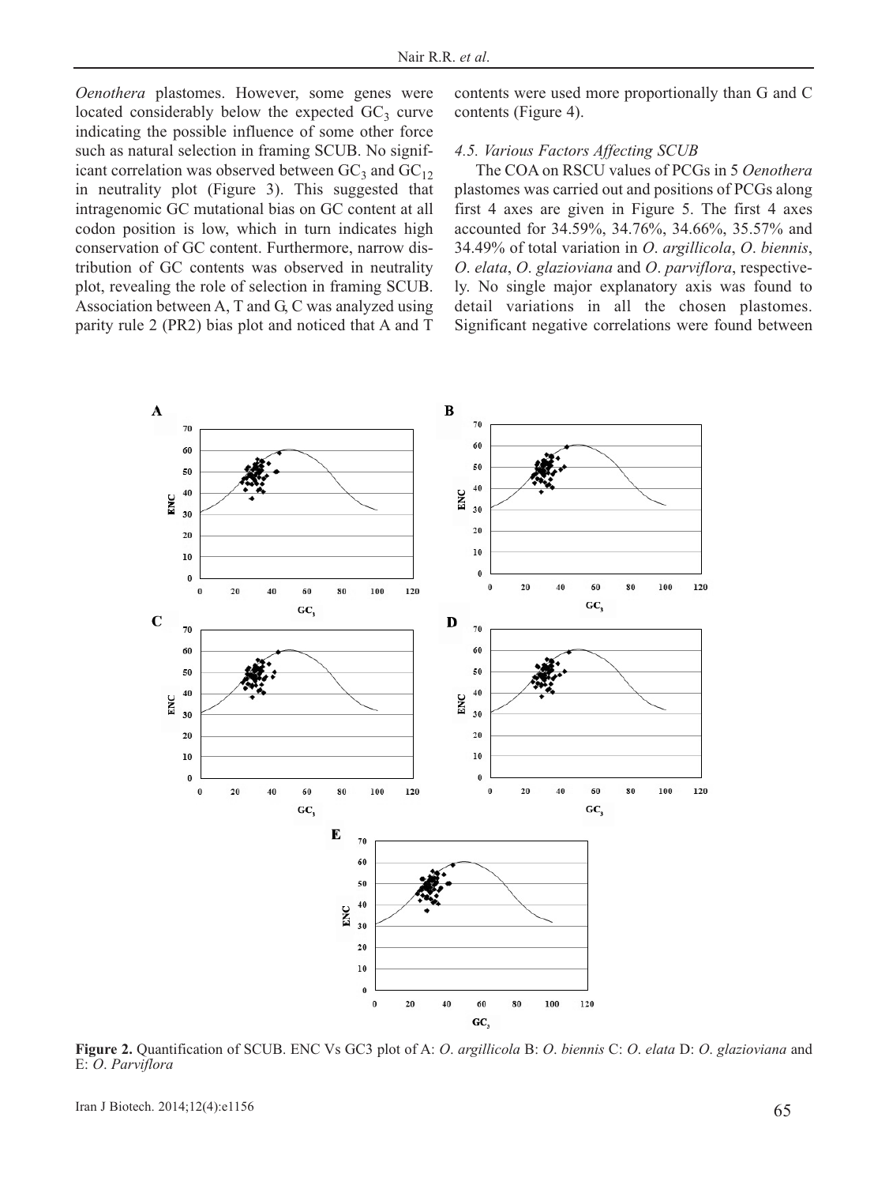*Oenothera* plastomes. However, some genes were located considerably below the expected $GC_3$ curve indicating the possible influence of some other force such as natural selection in framing SCUB. No significant correlation was observed between $GC_3$ and $GC_{12}$ in neutrality plot (Figure 3). This suggested that intragenomic GC mutational bias on GC content at all codon position is low, which in turn indicates high conservation of GC content. Furthermore, narrow distribution of GC contents was observed in neutrality plot, revealing the role of selection in framing SCUB. Association between A, T and G, C was analyzed using parity rule 2 (PR2) bias plot and noticed that A and T contents were used more proportionally than G and C contents (Figure 4).

### 4.5. Various Factors Affecting SCUB

The COA on RSCU values of PCGs in 5 *Oenothera* plastomes was carried out and positions of PCGs along first 4 axes are given in Figure 5. The first 4 axes accounted for 34.59%, 34.76%, 34.66%, 35.57% and 34.49% of total variation in *O. argillicola*, *O. biennis*, *O. elata*, *O. glazioviana* and *O. parviflora*, respectively. No single major explanatory axis was found to detail variations in all the chosen plastomes. Significant negative correlations were found between

**Figure 2.** Quantification of SCUB. ENC Vs GC3 plot of A: *O. argillicola* B: *O. biennis* C: *O. elata* D: *O. glazioviana* and E: *O. Parviflora*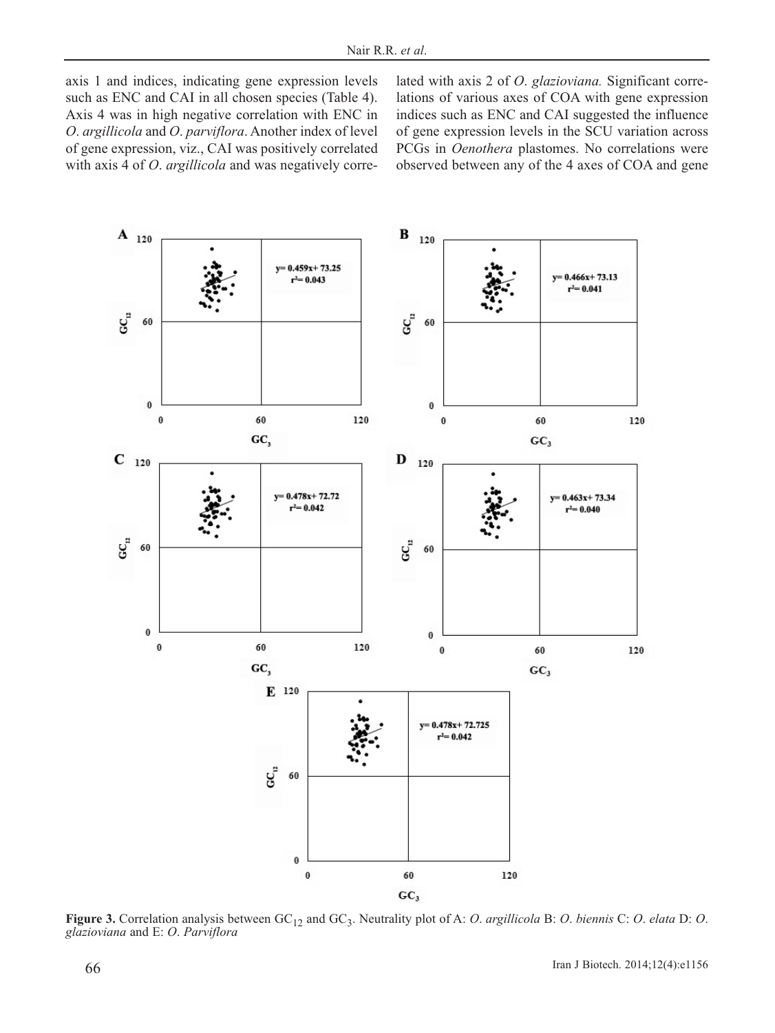axis 1 and indices, indicating gene expression levels such as ENC and CAI in all chosen species (Table 4). Axis 4 was in high negative correlation with ENC in *O. argillicola* and *O. parviflora*. Another index of level of gene expression, viz., CAI was positively correlated with axis 4 of *O. argillicola* and was negatively correlated with axis 2 of *O. glazioviana.* Significant correlations of various axes of COA with gene expression indices such as ENC and CAI suggested the influence of gene expression levels in the SCU variation across PCGs in *Oenothera* plastomes. No correlations were observed between any of the 4 axes of COA and gene

**Figure 3.** Correlation analysis between $GC_{12}$ and $GC_3$. Neutrality plot of A: *O. argillicola* B: *O. biennis* C: *O. elata* D: *O. glazioviana* and E: *O. Parviflora*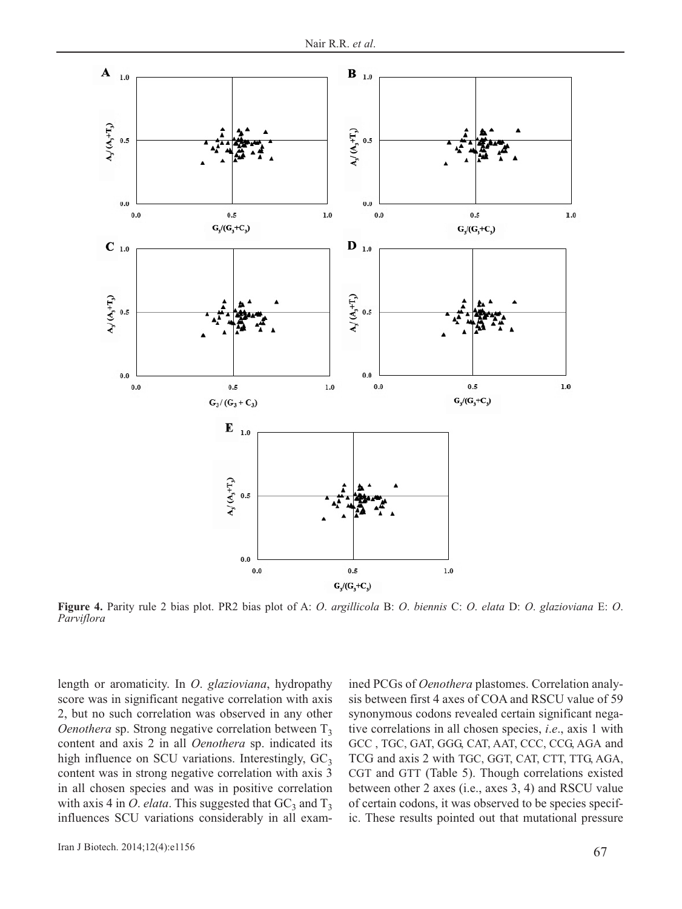**Figure 4.** Parity rule 2 bias plot. PR2 bias plot of A: *O. argillicola* B: *O. biennis* C: *O. elata* D: *O. glazioviana* E: *O. Parviflora*

length or aromaticity. In *O. glazioviana*, hydropathy score was in significant negative correlation with axis 2, but no such correlation was observed in any other *Oenothera* sp. Strong negative correlation between $T_3$ content and axis 2 in all *Oenothera* sp. indicated its high influence on SCU variations. Interestingly, $GC_3$ content was in strong negative correlation with axis 3 in all chosen species and was in positive correlation with axis 4 in *O. elata*. This suggested that $GC_3$ and $T_3$ influences SCU variations considerably in all examined PCGs of *Oenothera* plastomes. Correlation analysis between first 4 axes of COA and RSCU value of 59 synonymous codons revealed certain significant negative correlations in all chosen species, *i.e*., axis 1 with GCC , TGC, GAT, GGG, CAT, AAT, CCC, CCG, AGA and TCG and axis 2 with TGC, GGT, CAT, CTT, TTG, AGA, CGT and GTT (Table 5). Though correlations existed between other 2 axes (i.e., axes 3, 4) and RSCU value of certain codons, it was observed to be species specific. These results pointed out that mutational pressure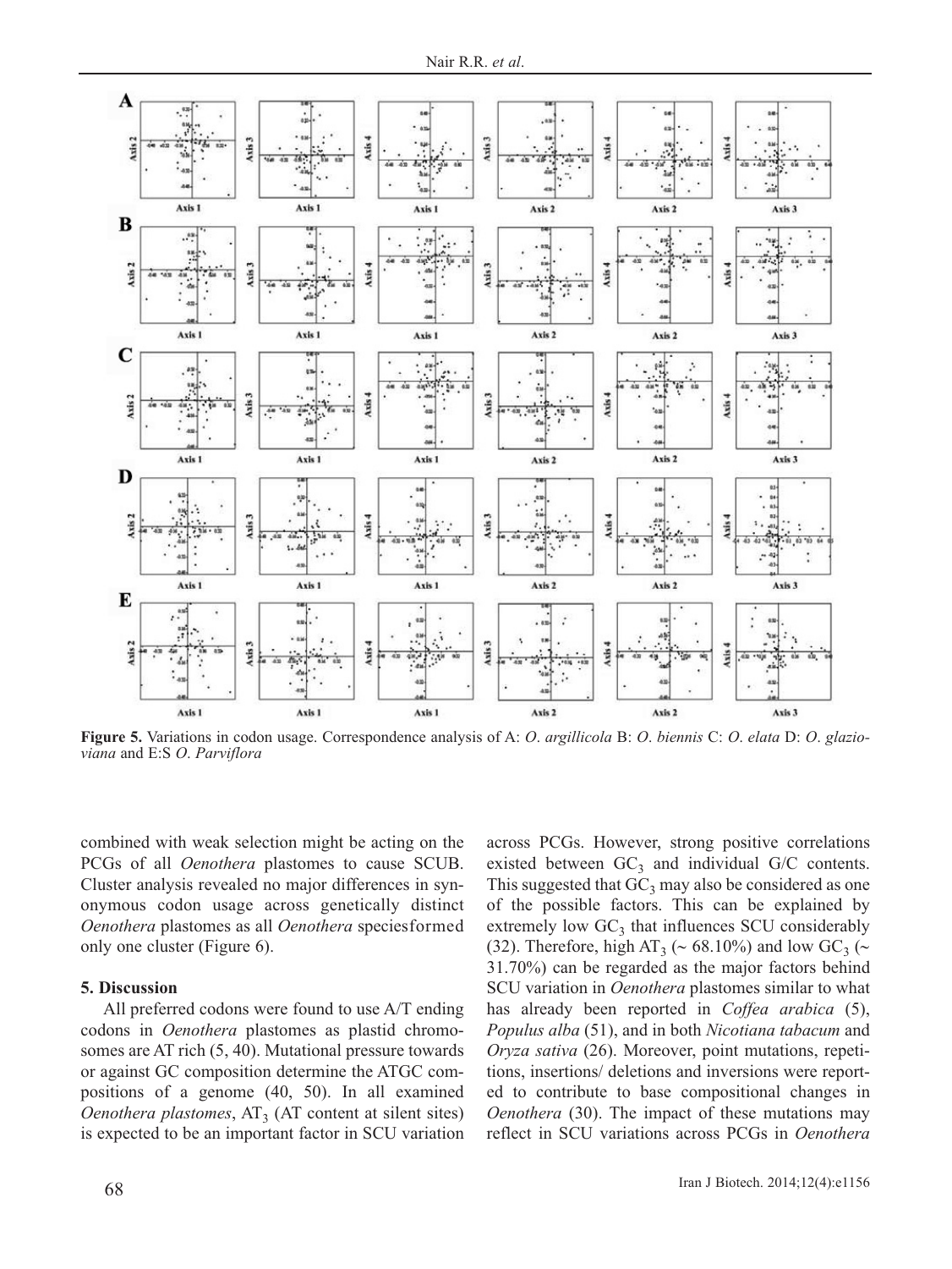**Figure 5.** Variations in codon usage. Correspondence analysis of A: *O. argillicola* B: *O. biennis* C: *O. elata* D: *O. glazioviana* and E:S *O. Parviflora*

combined with weak selection might be acting on the PCGs of all *Oenothera* plastomes to cause SCUB. Cluster analysis revealed no major differences in synonymous codon usage across genetically distinct *Oenothera* plastomes as all *Oenothera* speciesformed only one cluster (Figure 6).

## 5. Discussion

All preferred codons were found to use A/T ending codons in *Oenothera* plastomes as plastid chromosomes are AT rich (5, 40). Mutational pressure towards or against GC composition determine the ATGC compositions of a genome (40, 50). In all examined *Oenothera plastomes*, $AT_3$ (AT content at silent sites) is expected to be an important factor in SCU variation across PCGs. However, strong positive correlations existed between $GC_3$ and individual G/C contents. This suggested that $GC_3$ may also be considered as one of the possible factors. This can be explained by extremely low $GC_3$ that influences SCU considerably (32). Therefore, high $AT_3$ (~ 68.10%) and low $GC_3$ (~ 31.70%) can be regarded as the major factors behind SCU variation in *Oenothera* plastomes similar to what has already been reported in *Coffea arabica* (5), *Populus alba* (51), and in both *Nicotiana tabacum* and *Oryza sativa* (26). Moreover, point mutations, repetitions, insertions/ deletions and inversions were reported to contribute to base compositional changes in *Oenothera* (30). The impact of these mutations may reflect in SCU variations across PCGs in *Oenothera*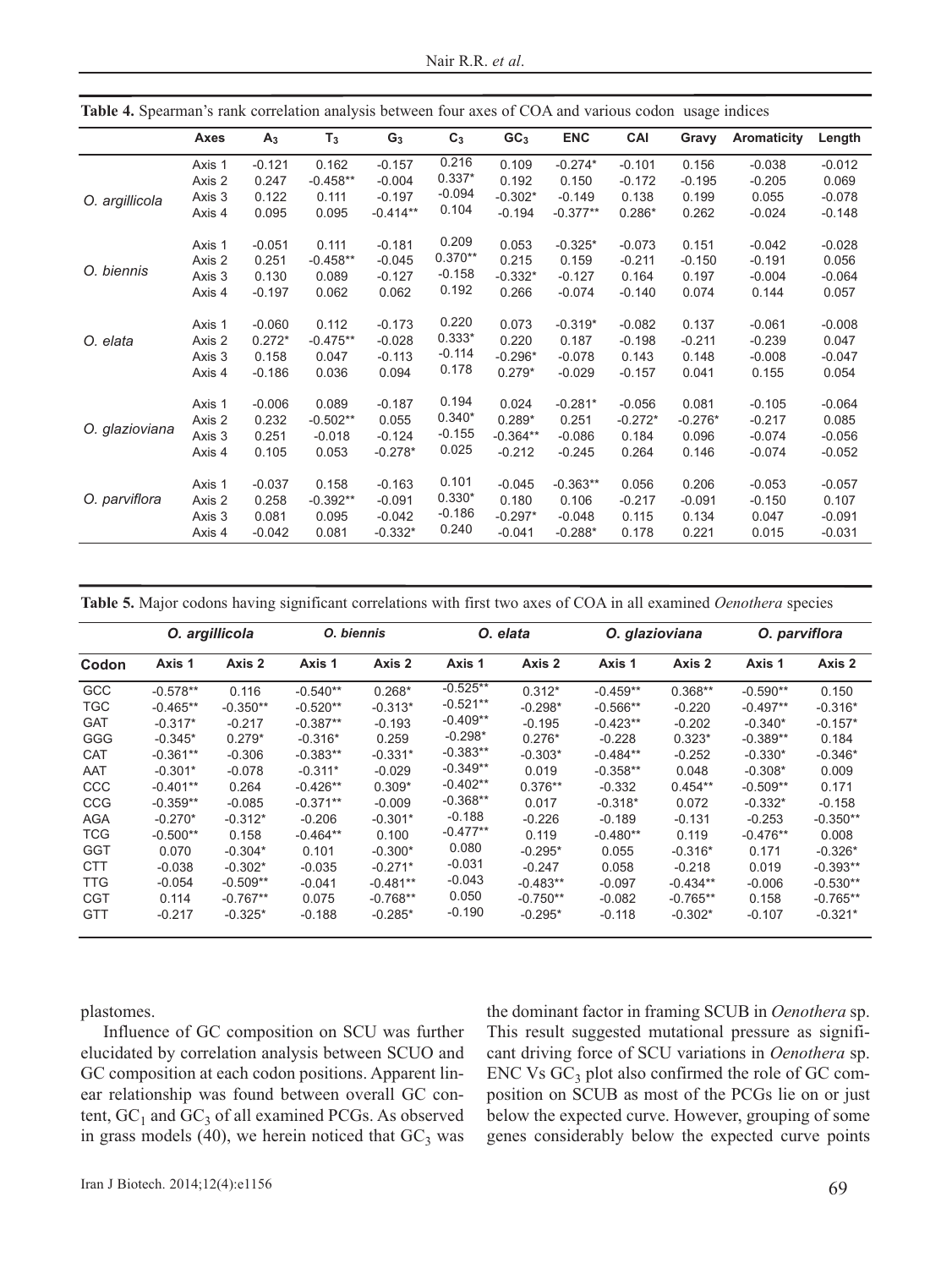**Table 4.** Spearman's rank correlation analysis between four axes of COA and various codon usage indices

| | Axes | $A_3$ | $T_3$ | $G_3$ | $C_3$ | $GC_3$ | ENC | CAI | Gravy | Aromaticity | Length |
|---|---|---|---|---|---|---|---|---|---|---|---|
| *O. argillicola* | Axis 1 | -0.121 | 0.162 | -0.157 | 0.216 | 0.109 | -0.274* | -0.101 | 0.156 | -0.038 | -0.012 |
| | Axis 2 | 0.247 | -0.458** | -0.004 | 0.337* | 0.192 | 0.150 | -0.172 | -0.195 | -0.205 | 0.069 |
| | Axis 3 | 0.122 | 0.111 | -0.197 | -0.094 | -0.302* | -0.149 | 0.138 | 0.199 | 0.055 | -0.078 |
| | Axis 4 | 0.095 | 0.095 | -0.414** | 0.104 | -0.194 | -0.377** | 0.286* | 0.262 | -0.024 | -0.148 |
| *O. biennis* | Axis 1 | -0.051 | 0.111 | -0.181 | 0.209 | 0.053 | -0.325* | -0.073 | 0.151 | -0.042 | -0.028 |
| | Axis 2 | 0.251 | -0.458** | -0.045 | 0.370** | 0.215 | 0.159 | -0.211 | -0.150 | -0.191 | 0.056 |
| | Axis 3 | 0.130 | 0.089 | -0.127 | -0.158 | -0.332* | -0.127 | 0.164 | 0.197 | -0.004 | -0.064 |
| | Axis 4 | -0.197 | 0.062 | 0.062 | 0.192 | 0.266 | -0.074 | -0.140 | 0.074 | 0.144 | 0.057 |
| *O. elata* | Axis 1 | -0.060 | 0.112 | -0.173 | 0.220 | 0.073 | -0.319* | -0.082 | 0.137 | -0.061 | -0.008 |
| | Axis 2 | 0.272* | -0.475** | -0.028 | 0.333* | 0.220 | 0.187 | -0.198 | -0.211 | -0.239 | 0.047 |
| | Axis 3 | 0.158 | 0.047 | -0.113 | -0.114 | -0.296* | -0.078 | 0.143 | 0.148 | -0.008 | -0.047 |
| | Axis 4 | -0.186 | 0.036 | 0.094 | 0.178 | 0.279* | -0.029 | -0.157 | 0.041 | 0.155 | 0.054 |
| *O. glazioviana* | Axis 1 | -0.006 | 0.089 | -0.187 | 0.194 | 0.024 | -0.281* | -0.056 | 0.081 | -0.105 | -0.064 |
| | Axis 2 | 0.232 | -0.502** | 0.055 | 0.340* | 0.289* | 0.251 | -0.272* | -0.276* | -0.217 | 0.085 |
| | Axis 3 | 0.251 | -0.018 | -0.124 | -0.155 | -0.364** | -0.086 | 0.184 | 0.096 | -0.074 | -0.056 |
| | Axis 4 | 0.105 | 0.053 | -0.278* | 0.025 | -0.212 | -0.245 | 0.264 | 0.146 | -0.074 | -0.052 |
| *O. parviflora* | Axis 1 | -0.037 | 0.158 | -0.163 | 0.101 | -0.045 | -0.363** | 0.056 | 0.206 | -0.053 | -0.057 |
| | Axis 2 | 0.258 | -0.392** | -0.091 | 0.330* | 0.180 | 0.106 | -0.217 | -0.091 | -0.150 | 0.107 |
| | Axis 3 | 0.081 | 0.095 | -0.042 | -0.186 | -0.297* | -0.048 | 0.115 | 0.134 | 0.047 | -0.091 |
| | Axis 4 | -0.042 | 0.081 | -0.332* | 0.240 | -0.041 | -0.288* | 0.178 | 0.221 | 0.015 | -0.031 |

**Table 5.** Major codons having significant correlations with first two axes of COA in all examined *Oenothera* species

| | *O. argillicola* | | *O. biennis* | | *O. elata* | | *O. glazioviana* | | *O. parviflora* | |
|---|---|---|---|---|---|---|---|---|---|---|
| **Codon** | **Axis 1** | **Axis 2** | **Axis 1** | **Axis 2** | **Axis 1** | **Axis 2** | **Axis 1** | **Axis 2** | **Axis 1** | **Axis 2** |
| GCC | -0.578** | 0.116 | -0.540** | 0.268* | -0.525** | 0.312* | -0.459** | 0.368** | -0.590** | 0.150 |
| TGC | -0.465** | -0.350** | -0.520** | -0.313* | -0.521** | -0.298* | -0.566** | -0.220 | -0.497** | -0.316* |
| GAT | -0.317* | -0.217 | -0.387** | -0.193 | -0.409** | -0.195 | -0.423** | -0.202 | -0.340* | -0.157* |
| GGG | -0.345* | 0.279* | -0.316* | 0.259 | -0.298* | 0.276* | -0.228 | 0.323* | -0.389** | 0.184 |
| CAT | -0.361** | -0.306 | -0.383** | -0.331* | -0.383** | -0.303* | -0.484** | -0.252 | -0.330* | -0.346* |
| AAT | -0.301* | -0.078 | -0.311* | -0.029 | -0.349** | 0.019 | -0.358** | 0.048 | -0.308* | 0.009 |
| CCC | -0.401** | 0.264 | -0.426** | 0.309* | -0.402** | 0.376** | -0.332 | 0.454** | -0.509** | 0.171 |
| CCG | -0.359** | -0.085 | -0.371** | -0.009 | -0.368** | 0.017 | -0.318* | 0.072 | -0.332* | -0.158 |
| AGA | -0.270* | -0.312* | -0.206 | -0.301* | -0.188 | -0.226 | -0.189 | -0.131 | -0.253 | -0.350** |
| TCG | -0.500** | 0.158 | -0.464** | 0.100 | -0.477** | 0.119 | -0.480** | 0.119 | -0.476** | 0.008 |
| GGT | 0.070 | -0.304* | 0.101 | -0.300* | 0.080 | -0.295* | 0.055 | -0.316* | 0.171 | -0.326* |
| CTT | -0.038 | -0.302* | -0.035 | -0.271* | -0.031 | -0.247 | 0.058 | -0.218 | 0.019 | -0.393** |
| TTG | -0.054 | -0.509** | -0.041 | -0.481** | -0.043 | -0.483** | -0.097 | -0.434** | -0.006 | -0.530** |
| CGT | 0.114 | -0.767** | 0.075 | -0.768** | 0.050 | -0.750** | -0.082 | -0.765** | 0.158 | -0.765** |
| GTT | -0.217 | -0.325* | -0.188 | -0.285* | -0.190 | -0.295* | -0.118 | -0.302* | -0.107 | -0.321* |

plastomes.

Influence of GC composition on SCU was further elucidated by correlation analysis between SCUO and GC composition at each codon positions. Apparent linear relationship was found between overall GC content, $GC_1$ and $GC_3$ of all examined PCGs. As observed in grass models (40), we herein noticed that $GC_3$ was the dominant factor in framing SCUB in *Oenothera* sp. This result suggested mutational pressure as significant driving force of SCU variations in *Oenothera* sp. ENC Vs $GC_3$ plot also confirmed the role of GC composition on SCUB as most of the PCGs lie on or just below the expected curve. However, grouping of some genes considerably below the expected curve points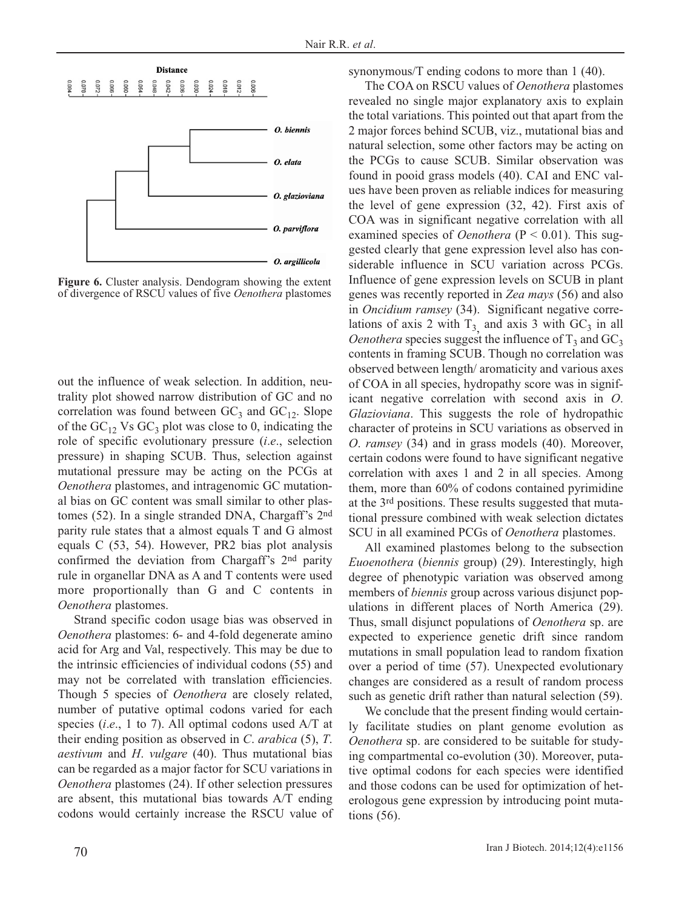Figure 6. Cluster analysis. Dendogram showing the extent of divergence of RSCU values of five *Oenothera* plastomes

out the influence of weak selection. In addition, neutrality plot showed narrow distribution of GC and no correlation was found between $GC_3$ and $GC_{12}$. Slope of the $GC_{12}$ Vs $GC_3$ plot was close to 0, indicating the role of specific evolutionary pressure (*i.e*., selection pressure) in shaping SCUB. Thus, selection against mutational pressure may be acting on the PCGs at *Oenothera* plastomes, and intragenomic GC mutational bias on GC content was small similar to other plastomes (52). In a single stranded DNA, Chargaff's 2nd parity rule states that a almost equals T and G almost equals C (53, 54). However, PR2 bias plot analysis confirmed the deviation from Chargaff's 2nd parity rule in organellar DNA as A and T contents were used more proportionally than G and C contents in *Oenothera* plastomes.

Strand specific codon usage bias was observed in *Oenothera* plastomes: 6- and 4-fold degenerate amino acid for Arg and Val, respectively. This may be due to the intrinsic efficiencies of individual codons (55) and may not be correlated with translation efficiencies. Though 5 species of *Oenothera* are closely related, number of putative optimal codons varied for each species (*i.e*., 1 to 7). All optimal codons used A/T at their ending position as observed in *C*. *arabica* (5), *T*. *aestivum* and *H*. *vulgare* (40). Thus mutational bias can be regarded as a major factor for SCU variations in *Oenothera* plastomes (24). If other selection pressures are absent, this mutational bias towards A/T ending codons would certainly increase the RSCU value of synonymous/T ending codons to more than 1 (40).

The COA on RSCU values of *Oenothera* plastomes revealed no single major explanatory axis to explain the total variations. This pointed out that apart from the 2 major forces behind SCUB, viz., mutational bias and natural selection, some other factors may be acting on the PCGs to cause SCUB. Similar observation was found in pooid grass models (40). CAI and ENC values have been proven as reliable indices for measuring the level of gene expression (32, 42). First axis of COA was in significant negative correlation with all examined species of *Oenothera* ($P < 0.01$). This suggested clearly that gene expression level also has considerable influence in SCU variation across PCGs. Influence of gene expression levels on SCUB in plant genes was recently reported in *Zea mays* (56) and also in *Oncidium ramsey* (34). Significant negative correlations of axis 2 with $T_3$, and axis 3 with $GC_3$ in all *Oenothera* species suggest the influence of $T_3$ and $GC_3$ contents in framing SCUB. Though no correlation was observed between length/ aromaticity and various axes of COA in all species, hydropathy score was in significant negative correlation with second axis in *O*. *Glazioviana*. This suggests the role of hydropathic character of proteins in SCU variations as observed in *O*. *ramsey* (34) and in grass models (40). Moreover, certain codons were found to have significant negative correlation with axes 1 and 2 in all species. Among them, more than 60% of codons contained pyrimidine at the 3rd positions. These results suggested that mutational pressure combined with weak selection dictates SCU in all examined PCGs of *Oenothera* plastomes.

All examined plastomes belong to the subsection *Euoenothera* (*biennis* group) (29). Interestingly, high degree of phenotypic variation was observed among members of *biennis* group across various disjunct populations in different places of North America (29). Thus, small disjunct populations of *Oenothera* sp. are expected to experience genetic drift since random mutations in small population lead to random fixation over a period of time (57). Unexpected evolutionary changes are considered as a result of random process such as genetic drift rather than natural selection (59).

We conclude that the present finding would certainly facilitate studies on plant genome evolution as *Oenothera* sp. are considered to be suitable for studying compartmental co-evolution (30). Moreover, putative optimal codons for each species were identified and those codons can be used for optimization of heterologous gene expression by introducing point mutations (56).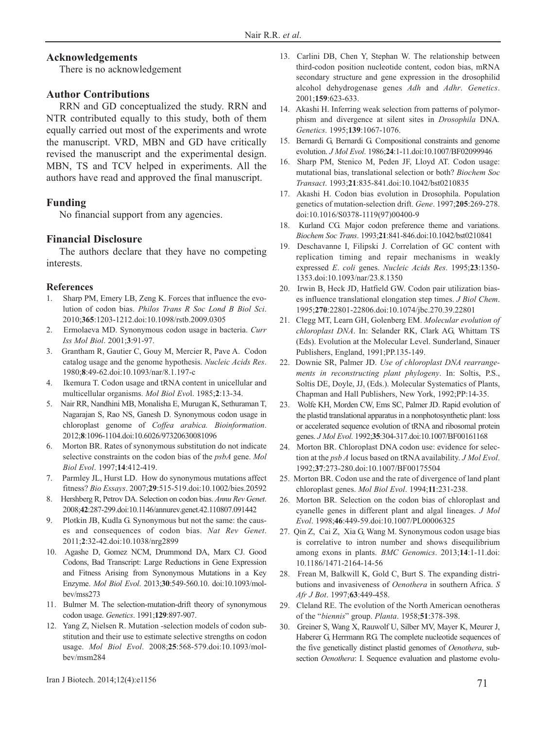## Acknowledgements

There is no acknowledgement

## Author Contributions

RRN and GD conceptualized the study. RRN and NTR contributed equally to this study, both of them equally carried out most of the experiments and wrote the manuscript. VRD, MBN and GD have critically revised the manuscript and the experimental design. MBN, TS and TCV helped in experiments. All the authors have read and approved the final manuscript.

## Funding

No financial support from any agencies.

## Financial Disclosure

The authors declare that they have no competing interests.

### References

1. Sharp PM, Emery LB, Zeng K. Forces that influence the evolution of codon bias. *Philos Trans R Soc Lond B Biol Sci*. 2010;**365**:1203-1212.doi:10.1098/rstb.2009.0305
2. Ermolaeva MD. Synonymous codon usage in bacteria. *Curr Iss Mol Biol*. 2001;**3**:91-97.
3. Grantham R, Gautier C, Gouy M, Mercier R, Pave A. Codon catalog usage and the genome hypothesis. *Nucleic Acids Res*. 1980;**8**:49-62.doi:10.1093/nar/8.1.197-c
4. Ikemura T. Codon usage and tRNA content in unicellular and multicellular organisms. *Mol Biol Evo*l. 1985;**2**:13-34.
5. Nair RR, Nandhini MB, Monalisha E, Murugan K, Sethuraman T, Nagarajan S, Rao NS, Ganesh D. Synonymous codon usage in chloroplast genome of *Coffea arabica. Bioinformation*. 2012;**8**:1096-1104.doi:10.6026/97320630081096
6. Morton BR. Rates of synonymous substitution do not indicate selective constraints on the codon bias of the *psbA* gene. *Mol Biol Evol*. 1997;**14**:412-419.
7. Parmley JL, Hurst LD. How do synonymous mutations affect fitness? *Bio Essays*. 2007;**29**:515-519.doi:10.1002/bies.20592
8. Hershberg R, Petrov DA. Selection on codon bias. *Annu Rev Genet*. 2008;**42**:287-299.doi:10.1146/annurev.genet.42.110807.091442
9. Plotkin JB, Kudla G. Synonymous but not the same: the causes and consequences of codon bias. *Nat Rev Genet*. 2011;**2**:32-42.doi:10.1038/nrg2899
10. Agashe D, Gomez NCM, Drummond DA, Marx CJ. Good Codons, Bad Transcript: Large Reductions in Gene Expression and Fitness Arising from Synonymous Mutations in a Key Enzyme. *Mol Biol Evol*. 2013;**30**:549-560.10. doi:10.1093/molbev/mss273
11. Bulmer M. The selection-mutation-drift theory of synonymous codon usage. *Genetics*. 1991;**129**:897-907.
12. Yang Z, Nielsen R. Mutation -selection models of codon substitution and their use to estimate selective strengths on codon usage. *Mol Biol Evol*. 2008;**25**:568-579.doi:10.1093/molbev/msm284
13. Carlini DB, Chen Y, Stephan W. The relationship between third-codon position nucleotide content, codon bias, mRNA secondary structure and gene expression in the drosophilid alcohol dehydrogenase genes *Adh* and *Adhr*. *Genetics*. 2001;**159**:623-633.
14. Akashi H. Inferring weak selection from patterns of polymorphism and divergence at silent sites in *Drosophila* DNA*. Genetics*. 1995;**139**:1067-1076.
15. Bernardi G, Bernardi G. Compositional constraints and genome evolution. *J Mol Evol*. 1986;**24**:1-11.doi:10.1007/BF02099946
16. Sharp PM, Stenico M, Peden JF, Lloyd AT. Codon usage: mutational bias, translational selection or both? *Biochem Soc Transact*. 1993;**21**:835-841.doi:10.1042/bst0210835
17. Akashi H. Codon bias evolution in Drosophila. Population genetics of mutation-selection drift. *Gene*. 1997;**205**:269-278. doi:10.1016/S0378-1119(97)00400-9
18. Kurland CG. Major codon preference theme and variations. *Biochem Soc Trans*. 1993;**21**:841-846.doi:10.1042/bst0210841
19. Deschavanne I, Filipski J. Correlation of GC content with replication timing and repair mechanisms in weakly expressed *E*. *coli* genes. *Nucleic Acids Res*. 1995;**23**:1350-1353.doi:10.1093/nar/23.8.1350
20. Irwin B, Heck JD, Hatfield GW. Codon pair utilization biases influence translational elongation step times. *J Biol Chem*. 1995;**270**:22801-22806.doi:10.1074/jbc.270.39.22801
21. Clegg MT, Learn GH, Golenberg EM. *Molecular evolution of chloroplast DNA*. In: Selander RK, Clark AG, Whittam TS (Eds). Evolution at the Molecular Level. Sunderland, Sinauer Publishers, England, 1991;PP.135-149.
22. Downie SR, Palmer JD. *Use of chloroplast DNA rearrangements in reconstructing plant phylogeny*. In: Soltis, P.S., Soltis DE, Doyle, JJ, (Eds.). Molecular Systematics of Plants, Chapman and Hall Publishers, New York, 1992;PP:14-35.
23. Wolfe KH, Morden CW, Ems SC, Palmer JD. Rapid evolution of the plastid translational apparatus in a nonphotosynthetic plant: loss or accelerated sequence evolution of tRNA and ribosomal protein genes. *J Mol Evol*. 1992;**35**:304-317.doi:10.1007/BF00161168
24. Morton BR. Chloroplast DNA codon use: evidence for selection at the *psb A* locus based on tRNA availability. *J Mol Evol*. 1992;**37**:273-280.doi:10.1007/BF00175504
25. Morton BR. Codon use and the rate of divergence of land plant chloroplast genes. *Mol Biol Evol*. 1994;**11**:231-238.
26. Morton BR. Selection on the codon bias of chloroplast and cyanelle genes in different plant and algal lineages. *J Mol Evol*. 1998;**46**:449-59.doi:10.1007/PL00006325
27. Qin Z, Cai Z, Xia G, Wang M. Synonymous codon usage bias is correlative to intron number and shows disequilibrium among exons in plants. *BMC Genomics*. 2013;**14**:1-11.doi: 10.1186/1471-2164-14-56
28. Frean M, Balkwill K, Gold C, Burt S. The expanding distributions and invasiveness of *Oenothera* in southern Africa. *S Afr J Bot*. 1997;**63**:449-458.
29. Cleland RE. The evolution of the North American oenotheras of the "*biennis*" group. *Planta*. 1958;**51**:378-398.
30. Greiner S, Wang X, Rauwolf U, Silber MV, Mayer K, Meurer J, Haberer G, Herrmann RG. The complete nucleotide sequences of the five genetically distinct plastid genomes of *Oenothera*, subsection *Oenothera*: I. Sequence evaluation and plastome evolu-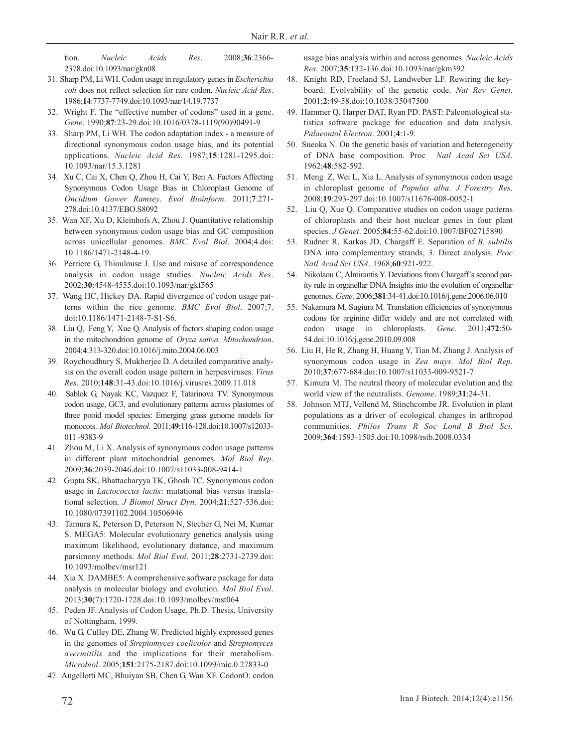tion. *Nucleic Acids Res*. 2008;**36**:2366-2378.doi:10.1093/nar/gkn08

31. Sharp PM, Li WH. Codon usage in regulatory genes in *Escherichia coli* does not reflect selection for rare codon. *Nucleic Acid Res*. 1986;**14**:7737-7749.doi:10.1093/nar/14.19.7737
32. Wright F. The "effective number of codons" used in a gene. *Gene*. 1990;**87**:23-29.doi:10.1016/0378-1119(90)90491-9
33. Sharp PM, Li WH. The codon adaptation index - a measure of directional synonymous codon usage bias, and its potential applications. *Nucleic Acid Res*. 1987;**15**:1281-1295.doi: 10.1093/nar/15.3.1281
34. Xu C, Cai X, Chen Q, Zhou H, Cai Y, Ben A. Factors Affecting Synonymous Codon Usage Bias in Chloroplast Genome of *Oncidium Gower Ramsey*. *Evol Bioinform*. 2011;**7**:271-278.doi:10.4137/EBO.S8092
35. Wan XF, Xu D, Kleinhofs A, Zhou J. Quantitative relationship between synonymous codon usage bias and GC composition across unicellular genomes. *BMC Evol Biol*. 2004;4.doi: 10.1186/1471-2148-4-19.
36. Perriere G, Thioulouse J. Use and misuse of correspondence analysis in codon usage studies. *Nucleic Acids Res*. 2002;**30**:4548-4555.doi:10.1093/nar/gkf565
37. Wang HC, Hickey DA. Rapid divergence of codon usage patterns within the rice genome. *BMC Evol Biol*. 2007;7. doi:10.1186/1471-2148-7-S1-S6.
38. Liu Q, Feng Y, Xue Q. Analysis of factors shaping codon usage in the mitochondrion genome of *Oryza sativa. Mitochondrion*. 2004;**4**:313-320.doi:10.1016/j.mito.2004.06.003
39. Roychoudhury S, Mukherjee D. A detailed comparative analysis on the overall codon usage pattern in herpesviruses. *Virus Res*. 2010;**148**:31-43.doi:10.1016/j.virusres.2009.11.018
40. Sablok G, Nayak KC, Vazquez F, Tatarinova TV. Synonymous codon usage, GC3, and evolutionary patterns across plastomes of three pooid model species: Emerging grass genome models for monocots. *Mol Biotechnol*. 2011;**49**:116-128.doi:10.1007/s12033-011 -9383-9
41. Zhou M, Li X. Analysis of synonymous codon usage patterns in different plant mitochondrial genomes. *Mol Biol Rep*. 2009;**36**:2039-2046.doi:10.1007/s11033-008-9414-1
42. Gupta SK, Bhattacharyya TK, Ghosh TC. Synonymous codon usage in *Lactococcus lactis*: mutational bias versus translational selection. *J Biomol Struct Dyn*. 2004;**21**:527-536.doi: 10.1080/07391102.2004.10506946
43. Tamura K, Peterson D, Peterson N, Stecher G, Nei M, Kumar S. MEGA5: Molecular evolutionary genetics analysis using maximum likelihood, evolutionary distance, and maximum parsimony methods. *Mol Biol Evol*. 2011;**28**:2731-2739.doi: 10.1093/molbev/msr121
44. Xia X. DAMBE5: A comprehensive software package for data analysis in molecular biology and evolution. *Mol Biol Evol*. 2013;**30**(7):1720-1728.doi:10.1093/molbev/mst064
45. Peden JF. Analysis of Codon Usage, Ph.D. Thesis, University of Nottingham, 1999.
46. Wu G, Culley DE, Zhang W. Predicted highly expressed genes in the genomes of *Streptomyces coelicolor* and *Streptomyces avermitilis* and the implications for their metabolism. *Microbiol*. 2005;**151**:2175-2187.doi:10.1099/mic.0.27833-0
47. Angellotti MC, Bhuiyan SB, Chen G, Wan XF. CodonO: codon usage bias analysis within and across genomes. *Nucleic Acids Res*. 2007;**35**:132-136.doi:10.1093/nar/gkm392
48. Knight RD, Freeland SJ, Landweber LF. Rewiring the keyboard: Evolvability of the genetic code. *Nat Rev Genet*. 2001;**2**:49-58.doi:10.1038/35047500
49. Hammer Q, Harper DAT, Ryan PD. PAST: Paleontological statistics software package for education and data analysis. *Palaeontol Electron*. 2001;**4**:1-9.
50. Sueoka N. On the genetic basis of variation and heterogeneity of DNA base composition. Proc *Natl Acad Sci USA*. 1962;**48**:582-592.
51. Meng Z, Wei L, Xia L. Analysis of synonymous codon usage in chloroplast genome of *Populus alba*. *J Forestry Res*. 2008;**19**:293-297.doi:10.1007/s11676-008-0052-1
52. Liu Q, Xue Q. Comparative studies on codon usage patterns of chloroplasts and their host nuclear genes in four plant species. *J Genet*. 2005;**84**:55-62.doi:10.1007/BF02715890
53. Rudner R, Karkas JD, Chargaff E. Separation of *B. subtilis* DNA into complementary strands, 3. Direct analysis. *Proc Natl Acad Sci USA*. 1968;**60**:921-922.
54. Nikolaou C, Almirantis Y. Deviations from Chargaff's second parity rule in organellar DNA Insights into the evolution of organellar genomes. *Gene*. 2006;**381**:34-41.doi:10.1016/j.gene.2006.06.010
55. Nakamura M, Sugiura M. Translation efficiencies of synonymous codons for arginine differ widely and are not correlated with codon usage in chloroplasts. *Gene*. 2011;**472**:50-54.doi:10.1016/j.gene.2010.09.008
56. Liu H, He R, Zhang H, Huang Y, Tian M, Zhang J. Analysis of synonymous codon usage in *Zea mays*. *Mol Biol Rep*. 2010;**37**:677-684.doi:10.1007/s11033-009-9521-7
57. Kimura M. The neutral theory of molecular evolution and the world view of the neutralists. *Genome*. 1989;**31**:24-31.
58. Johnson MTJ, Vellend M, Stinchcombe JR. Evolution in plant populations as a driver of ecological changes in arthropod communities. *Philos Trans R Soc Lond B Biol Sci*. 2009;**364**:1593-1505.doi:10.1098/rstb.2008.0334